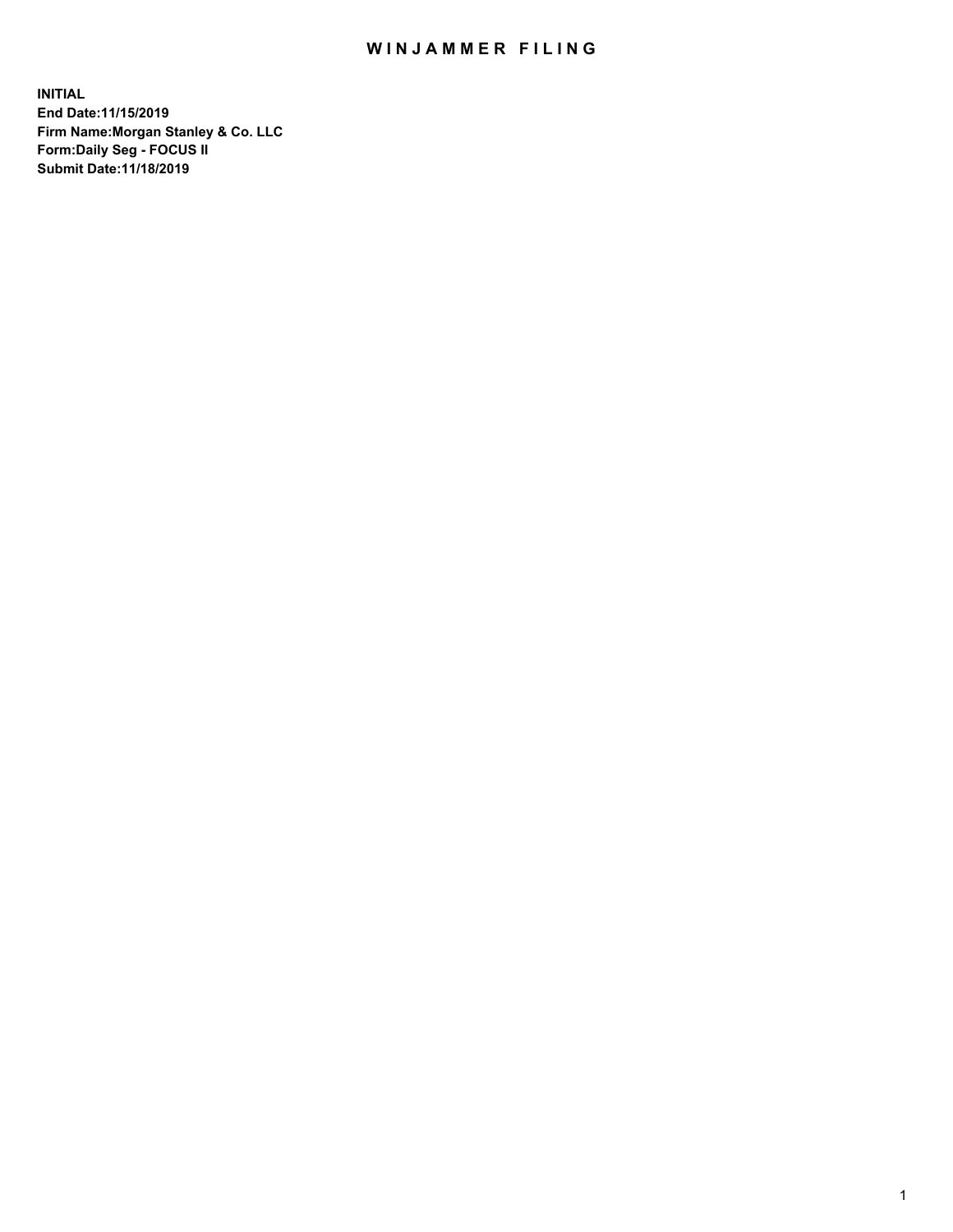# WINJAMMER FILING

**INITIAL**
**End Date:11/15/2019**
**Firm Name:Morgan Stanley & Co. LLC**
**Form:Daily Seg - FOCUS II**
**Submit Date:11/18/2019**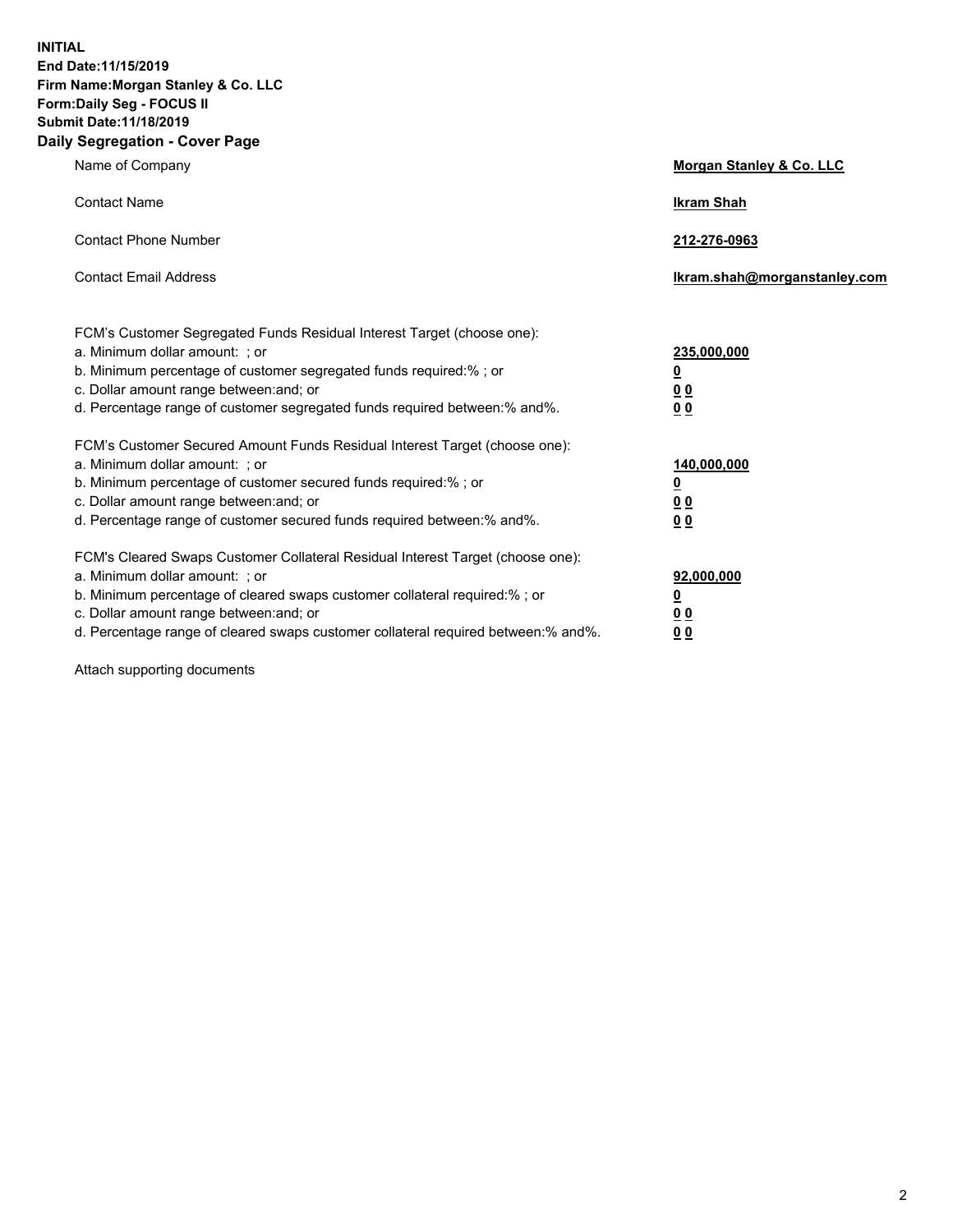**INITIAL**
**End Date:11/15/2019**
**Firm Name:Morgan Stanley & Co. LLC**
**Form:Daily Seg - FOCUS II**
**Submit Date:11/18/2019**

## Daily Segregation - Cover Page

| | |
|---|---|
| Name of Company | **Morgan Stanley & Co. LLC** |
| Contact Name | **Ikram Shah** |
| Contact Phone Number | **212-276-0963** |
| Contact Email Address | **Ikram.shah@morganstanley.com** |

| | |
|---|---|
| FCM's Customer Segregated Funds Residual Interest Target (choose one): | |
| a. Minimum dollar amount: ; or | **235,000,000** |
| b. Minimum percentage of customer segregated funds required:% ; or | **0** |
| c. Dollar amount range between:and; or | **0 0** |
| d. Percentage range of customer segregated funds required between:% and%. | **0 0** |
| FCM's Customer Secured Amount Funds Residual Interest Target (choose one): | |
| a. Minimum dollar amount: ; or | **140,000,000** |
| b. Minimum percentage of customer secured funds required:% ; or | **0** |
| c. Dollar amount range between:and; or | **0 0** |
| d. Percentage range of customer secured funds required between:% and%. | **0 0** |
| FCM's Cleared Swaps Customer Collateral Residual Interest Target (choose one): | |
| a. Minimum dollar amount: ; or | **92,000,000** |
| b. Minimum percentage of cleared swaps customer collateral required:% ; or | **0** |
| c. Dollar amount range between:and; or | **0 0** |
| d. Percentage range of cleared swaps customer collateral required between:% and%. | **0 0** |

Attach supporting documents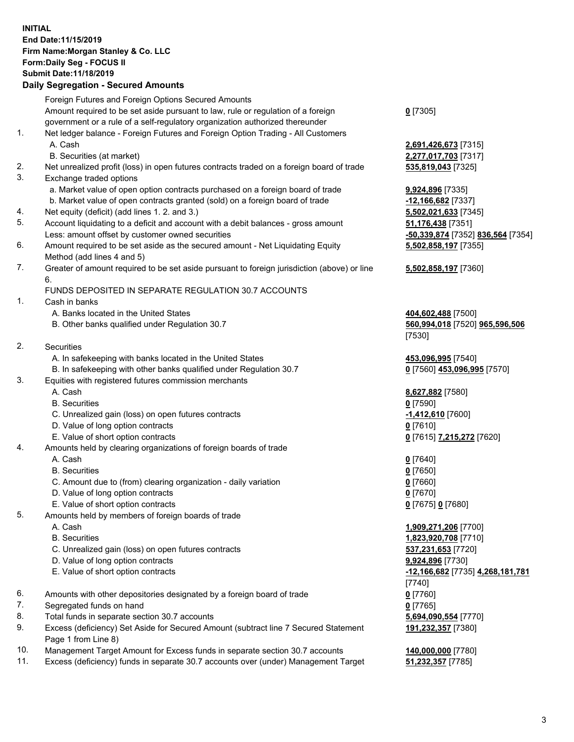**INITIAL**
**End Date:11/15/2019**
**Firm Name:Morgan Stanley & Co. LLC**
**Form:Daily Seg - FOCUS II**
**Submit Date:11/18/2019**

## Daily Segregation - Secured Amounts

| | | |
|---|---|---|
| | Foreign Futures and Foreign Options Secured Amounts | |
| | Amount required to be set aside pursuant to law, rule or regulation of a foreign government or a rule of a self-regulatory organization authorized thereunder | **0** [7305] |
| 1. | Net ledger balance - Foreign Futures and Foreign Option Trading - All Customers | |
| | A. Cash | **2,691,426,673** [7315] |
| | B. Securities (at market) | **2,277,017,703** [7317] |
| 2. | Net unrealized profit (loss) in open futures contracts traded on a foreign board of trade | **535,819,043** [7325] |
| 3. | Exchange traded options | |
| | a. Market value of open option contracts purchased on a foreign board of trade | **9,924,896** [7335] |
| | b. Market value of open contracts granted (sold) on a foreign board of trade | **-12,166,682** [7337] |
| 4. | Net equity (deficit) (add lines 1. 2. and 3.) | **5,502,021,633** [7345] |
| 5. | Account liquidating to a deficit and account with a debit balances - gross amount | **51,176,438** [7351] |
| | Less: amount offset by customer owned securities | **-50,339,874** [7352] **836,564** [7354] |
| 6. | Amount required to be set aside as the secured amount - Net Liquidating Equity Method (add lines 4 and 5) | **5,502,858,197** [7355] |
| 7. | Greater of amount required to be set aside pursuant to foreign jurisdiction (above) or line 6. | **5,502,858,197** [7360] |
| | FUNDS DEPOSITED IN SEPARATE REGULATION 30.7 ACCOUNTS | |
| 1. | Cash in banks | |
| | A. Banks located in the United States | **404,602,488** [7500] |
| | B. Other banks qualified under Regulation 30.7 | **560,994,018** [7520] **965,596,506** [7530] |
| 2. | Securities | |
| | A. In safekeeping with banks located in the United States | **453,096,995** [7540] |
| | B. In safekeeping with other banks qualified under Regulation 30.7 | **0** [7560] **453,096,995** [7570] |
| 3. | Equities with registered futures commission merchants | |
| | A. Cash | **8,627,882** [7580] |
| | B. Securities | **0** [7590] |
| | C. Unrealized gain (loss) on open futures contracts | **-1,412,610** [7600] |
| | D. Value of long option contracts | **0** [7610] |
| | E. Value of short option contracts | **0** [7615] **7,215,272** [7620] |
| 4. | Amounts held by clearing organizations of foreign boards of trade | |
| | A. Cash | **0** [7640] |
| | B. Securities | **0** [7650] |
| | C. Amount due to (from) clearing organization - daily variation | **0** [7660] |
| | D. Value of long option contracts | **0** [7670] |
| | E. Value of short option contracts | **0** [7675] **0** [7680] |
| 5. | Amounts held by members of foreign boards of trade | |
| | A. Cash | **1,909,271,206** [7700] |
| | B. Securities | **1,823,920,708** [7710] |
| | C. Unrealized gain (loss) on open futures contracts | **537,231,653** [7720] |
| | D. Value of long option contracts | **9,924,896** [7730] |
| | E. Value of short option contracts | **-12,166,682** [7735] **4,268,181,781** [7740] |
| 6. | Amounts with other depositories designated by a foreign board of trade | **0** [7760] |
| 7. | Segregated funds on hand | **0** [7765] |
| 8. | Total funds in separate section 30.7 accounts | **5,694,090,554** [7770] |
| 9. | Excess (deficiency) Set Aside for Secured Amount (subtract line 7 Secured Statement Page 1 from Line 8) | **191,232,357** [7380] |
| 10. | Management Target Amount for Excess funds in separate section 30.7 accounts | **140,000,000** [7780] |
| 11. | Excess (deficiency) funds in separate 30.7 accounts over (under) Management Target | **51,232,357** [7785] |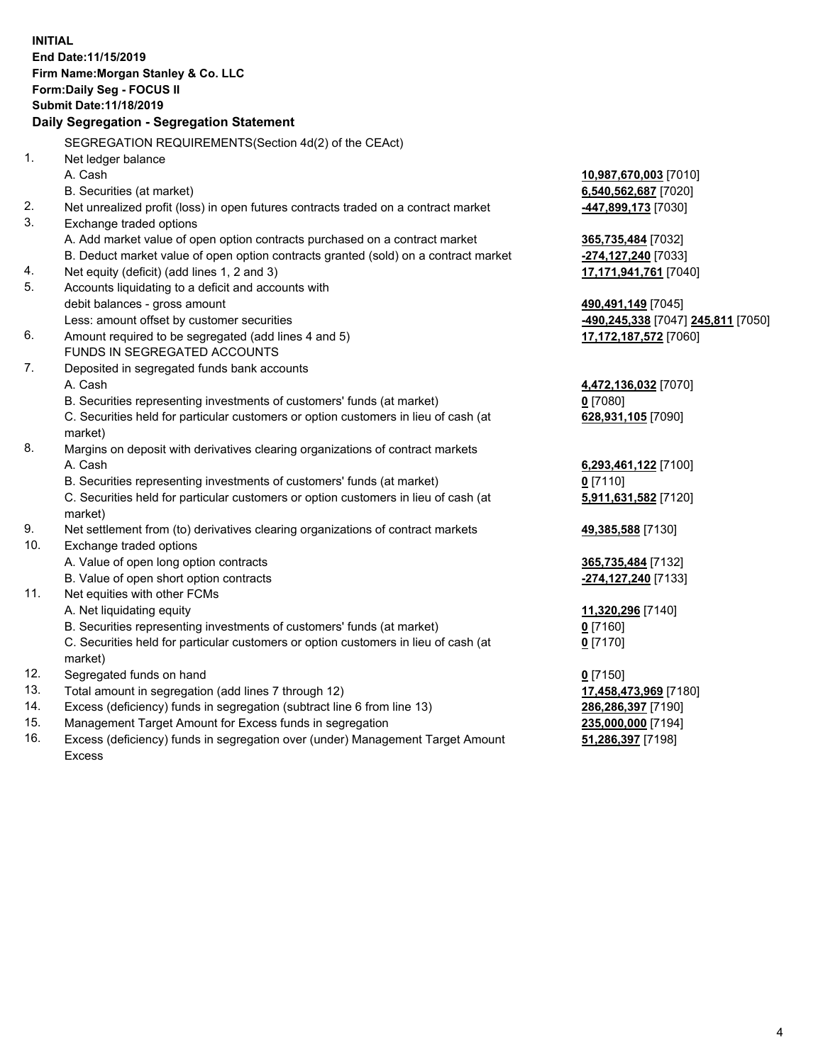**INITIAL**
**End Date:11/15/2019**
**Firm Name:Morgan Stanley & Co. LLC**
**Form:Daily Seg - FOCUS II**
**Submit Date:11/18/2019**

## Daily Segregation - Segregation Statement

SEGREGATION REQUIREMENTS(Section 4d(2) of the CEAct)

| | | |
|---|---|---|
| 1. | Net ledger balance | |
| | A. Cash | **10,987,670,003** [7010] |
| | B. Securities (at market) | **6,540,562,687** [7020] |
| 2. | Net unrealized profit (loss) in open futures contracts traded on a contract market | **-447,899,173** [7030] |
| 3. | Exchange traded options | |
| | A. Add market value of open option contracts purchased on a contract market | **365,735,484** [7032] |
| | B. Deduct market value of open option contracts granted (sold) on a contract market | **-274,127,240** [7033] |
| 4. | Net equity (deficit) (add lines 1, 2 and 3) | **17,171,941,761** [7040] |
| 5. | Accounts liquidating to a deficit and accounts with debit balances - gross amount | **490,491,149** [7045] |
| | Less: amount offset by customer securities | **-490,245,338** [7047] **245,811** [7050] |
| 6. | Amount required to be segregated (add lines 4 and 5) | **17,172,187,572** [7060] |
| | FUNDS IN SEGREGATED ACCOUNTS | |
| 7. | Deposited in segregated funds bank accounts | |
| | A. Cash | **4,472,136,032** [7070] |
| | B. Securities representing investments of customers' funds (at market) | **0** [7080] |
| | C. Securities held for particular customers or option customers in lieu of cash (at market) | **628,931,105** [7090] |
| 8. | Margins on deposit with derivatives clearing organizations of contract markets | |
| | A. Cash | **6,293,461,122** [7100] |
| | B. Securities representing investments of customers' funds (at market) | **0** [7110] |
| | C. Securities held for particular customers or option customers in lieu of cash (at market) | **5,911,631,582** [7120] |
| 9. | Net settlement from (to) derivatives clearing organizations of contract markets | **49,385,588** [7130] |
| 10. | Exchange traded options | |
| | A. Value of open long option contracts | **365,735,484** [7132] |
| | B. Value of open short option contracts | **-274,127,240** [7133] |
| 11. | Net equities with other FCMs | |
| | A. Net liquidating equity | **11,320,296** [7140] |
| | B. Securities representing investments of customers' funds (at market) | **0** [7160] |
| | C. Securities held for particular customers or option customers in lieu of cash (at market) | **0** [7170] |
| 12. | Segregated funds on hand | **0** [7150] |
| 13. | Total amount in segregation (add lines 7 through 12) | **17,458,473,969** [7180] |
| 14. | Excess (deficiency) funds in segregation (subtract line 6 from line 13) | **286,286,397** [7190] |
| 15. | Management Target Amount for Excess funds in segregation | **235,000,000** [7194] |
| 16. | Excess (deficiency) funds in segregation over (under) Management Target Amount Excess | **51,286,397** [7198] |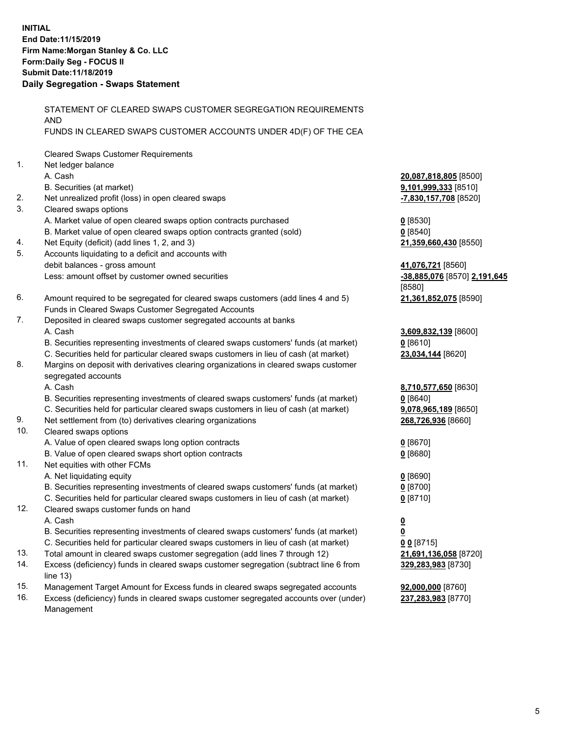**INITIAL**
**End Date:11/15/2019**
**Firm Name:Morgan Stanley & Co. LLC**
**Form:Daily Seg - FOCUS II**
**Submit Date:11/18/2019**
**Daily Segregation - Swaps Statement**

STATEMENT OF CLEARED SWAPS CUSTOMER SEGREGATION REQUIREMENTS AND FUNDS IN CLEARED SWAPS CUSTOMER ACCOUNTS UNDER 4D(F) OF THE CEA

| | | |
|---|---|---|
| | Cleared Swaps Customer Requirements | |
| 1. | Net ledger balance | |
| | A. Cash | **20,087,818,805** [8500] |
| | B. Securities (at market) | **9,101,999,333** [8510] |
| 2. | Net unrealized profit (loss) in open cleared swaps | **-7,830,157,708** [8520] |
| 3. | Cleared swaps options | |
| | A. Market value of open cleared swaps option contracts purchased | **0** [8530] |
| | B. Market value of open cleared swaps option contracts granted (sold) | **0** [8540] |
| 4. | Net Equity (deficit) (add lines 1, 2, and 3) | **21,359,660,430** [8550] |
| 5. | Accounts liquidating to a deficit and accounts with debit balances - gross amount | **41,076,721** [8560] |
| | Less: amount offset by customer owned securities | **-38,885,076** [8570] **2,191,645** [8580] |
| 6. | Amount required to be segregated for cleared swaps customers (add lines 4 and 5) | **21,361,852,075** [8590] |
| | Funds in Cleared Swaps Customer Segregated Accounts | |
| 7. | Deposited in cleared swaps customer segregated accounts at banks | |
| | A. Cash | **3,609,832,139** [8600] |
| | B. Securities representing investments of cleared swaps customers' funds (at market) | **0** [8610] |
| | C. Securities held for particular cleared swaps customers in lieu of cash (at market) | **23,034,144** [8620] |
| 8. | Margins on deposit with derivatives clearing organizations in cleared swaps customer segregated accounts | |
| | A. Cash | **8,710,577,650** [8630] |
| | B. Securities representing investments of cleared swaps customers' funds (at market) | **0** [8640] |
| | C. Securities held for particular cleared swaps customers in lieu of cash (at market) | **9,078,965,189** [8650] |
| 9. | Net settlement from (to) derivatives clearing organizations | **268,726,936** [8660] |
| 10. | Cleared swaps options | |
| | A. Value of open cleared swaps long option contracts | **0** [8670] |
| | B. Value of open cleared swaps short option contracts | **0** [8680] |
| 11. | Net equities with other FCMs | |
| | A. Net liquidating equity | **0** [8690] |
| | B. Securities representing investments of cleared swaps customers' funds (at market) | **0** [8700] |
| | C. Securities held for particular cleared swaps customers in lieu of cash (at market) | **0** [8710] |
| 12. | Cleared swaps customer funds on hand | |
| | A. Cash | **0** |
| | B. Securities representing investments of cleared swaps customers' funds (at market) | **0** |
| | C. Securities held for particular cleared swaps customers in lieu of cash (at market) | **0** **0** [8715] |
| 13. | Total amount in cleared swaps customer segregation (add lines 7 through 12) | **21,691,136,058** [8720] |
| 14. | Excess (deficiency) funds in cleared swaps customer segregation (subtract line 6 from line 13) | **329,283,983** [8730] |
| 15. | Management Target Amount for Excess funds in cleared swaps segregated accounts | **92,000,000** [8760] |
| 16. | Excess (deficiency) funds in cleared swaps customer segregated accounts over (under) Management | **237,283,983** [8770] |